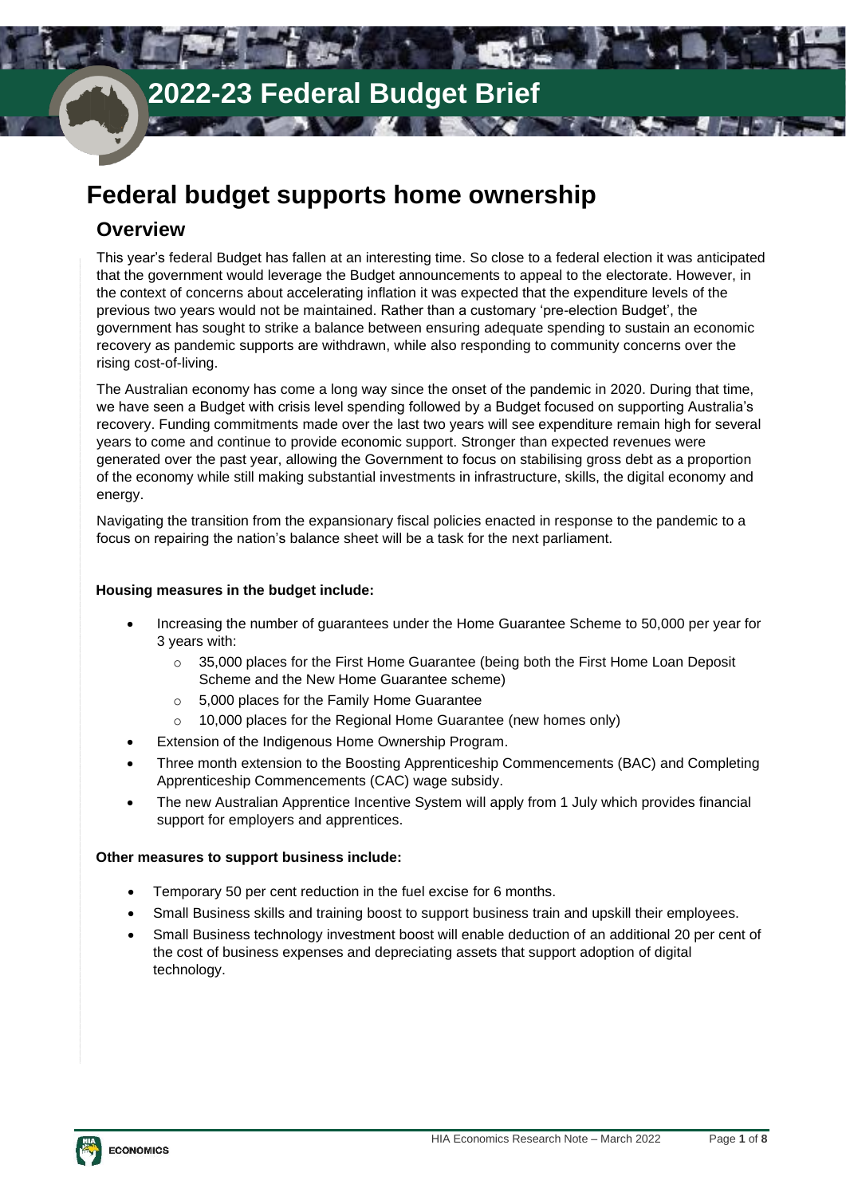# 2022-23 Federal Budget Brief

# Federal budget supports home ownership

## Overview

This year's federal Budget has fallen at an interesting time. So close to a federal election it was anticipated that the government would leverage the Budget announcements to appeal to the electorate. However, in the context of concerns about accelerating inflation it was expected that the expenditure levels of the previous two years would not be maintained. Rather than a customary 'pre-election Budget', the government has sought to strike a balance between ensuring adequate spending to sustain an economic recovery as pandemic supports are withdrawn, while also responding to community concerns over the rising cost-of-living.

The Australian economy has come a long way since the onset of the pandemic in 2020. During that time, we have seen a Budget with crisis level spending followed by a Budget focused on supporting Australia's recovery. Funding commitments made over the last two years will see expenditure remain high for several years to come and continue to provide economic support. Stronger than expected revenues were generated over the past year, allowing the Government to focus on stabilising gross debt as a proportion of the economy while still making substantial investments in infrastructure, skills, the digital economy and energy.

Navigating the transition from the expansionary fiscal policies enacted in response to the pandemic to a focus on repairing the nation's balance sheet will be a task for the next parliament.

**Housing measures in the budget include:**

- Increasing the number of guarantees under the Home Guarantee Scheme to 50,000 per year for 3 years with:
  - 35,000 places for the First Home Guarantee (being both the First Home Loan Deposit Scheme and the New Home Guarantee scheme)
  - 5,000 places for the Family Home Guarantee
  - 10,000 places for the Regional Home Guarantee (new homes only)
- Extension of the Indigenous Home Ownership Program.
- Three month extension to the Boosting Apprenticeship Commencements (BAC) and Completing Apprenticeship Commencements (CAC) wage subsidy.
- The new Australian Apprentice Incentive System will apply from 1 July which provides financial support for employers and apprentices.

**Other measures to support business include:**

- Temporary 50 per cent reduction in the fuel excise for 6 months.
- Small Business skills and training boost to support business train and upskill their employees.
- Small Business technology investment boost will enable deduction of an additional 20 per cent of the cost of business expenses and depreciating assets that support adoption of digital technology.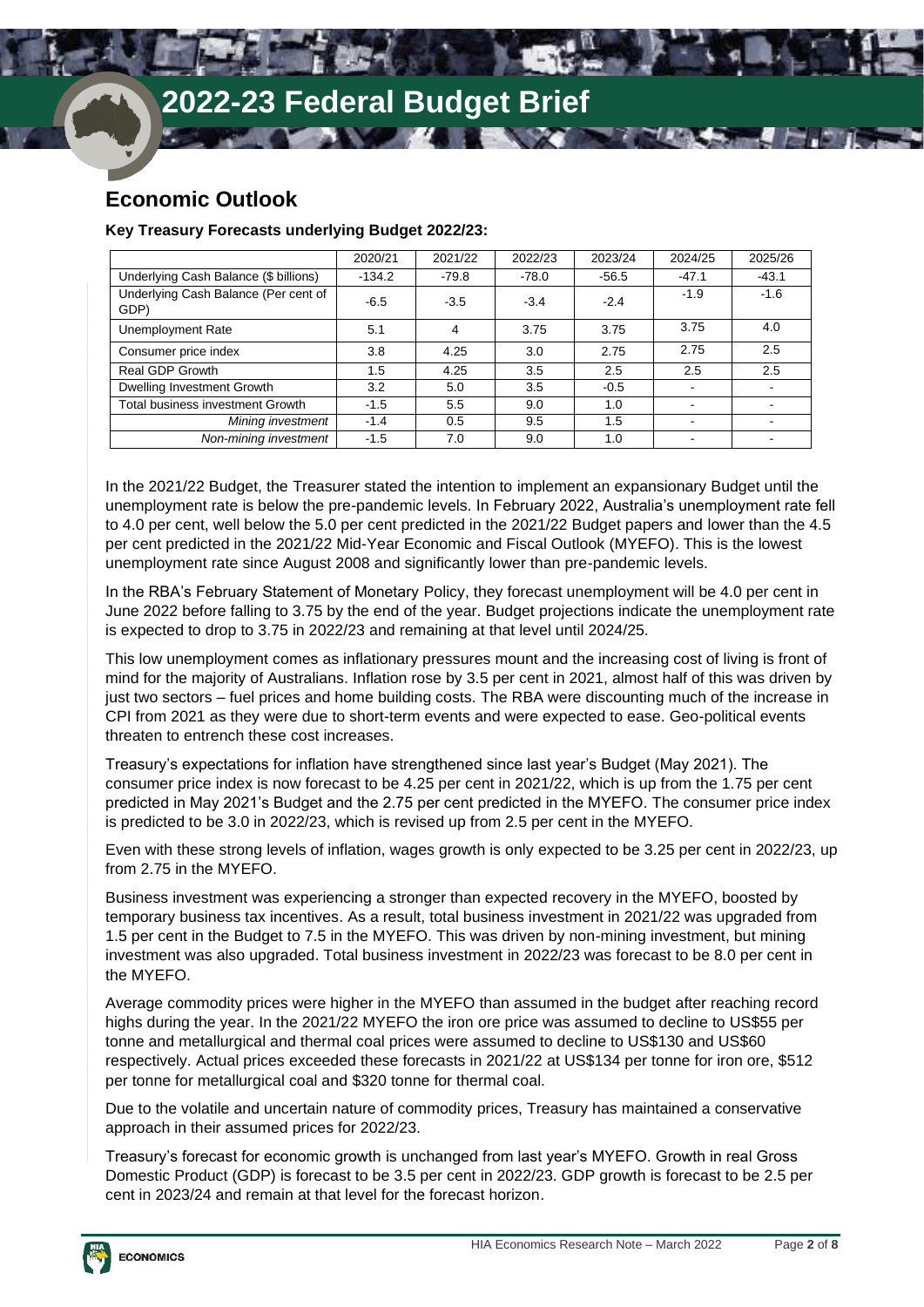# 2022-23 Federal Budget Brief

## Economic Outlook

**Key Treasury Forecasts underlying Budget 2022/23:**

| | 2020/21 | 2021/22 | 2022/23 | 2023/24 | 2024/25 | 2025/26 |
|---|---|---|---|---|---|---|
| Underlying Cash Balance ($ billions) | -134.2 | -79.8 | -78.0 | -56.5 | -47.1 | -43.1 |
| Underlying Cash Balance (Per cent of GDP) | -6.5 | -3.5 | -3.4 | -2.4 | -1.9 | -1.6 |
| Unemployment Rate | 5.1 | 4 | 3.75 | 3.75 | 3.75 | 4.0 |
| Consumer price index | 3.8 | 4.25 | 3.0 | 2.75 | 2.75 | 2.5 |
| Real GDP Growth | 1.5 | 4.25 | 3.5 | 2.5 | 2.5 | 2.5 |
| Dwelling Investment Growth | 3.2 | 5.0 | 3.5 | -0.5 | - | - |
| Total business investment Growth | -1.5 | 5.5 | 9.0 | 1.0 | - | - |
| *Mining investment* | -1.4 | 0.5 | 9.5 | 1.5 | - | - |
| *Non-mining investment* | -1.5 | 7.0 | 9.0 | 1.0 | - | - |

In the 2021/22 Budget, the Treasurer stated the intention to implement an expansionary Budget until the unemployment rate is below the pre-pandemic levels. In February 2022, Australia's unemployment rate fell to 4.0 per cent, well below the 5.0 per cent predicted in the 2021/22 Budget papers and lower than the 4.5 per cent predicted in the 2021/22 Mid-Year Economic and Fiscal Outlook (MYEFO). This is the lowest unemployment rate since August 2008 and significantly lower than pre-pandemic levels.

In the RBA's February Statement of Monetary Policy, they forecast unemployment will be 4.0 per cent in June 2022 before falling to 3.75 by the end of the year. Budget projections indicate the unemployment rate is expected to drop to 3.75 in 2022/23 and remaining at that level until 2024/25.

This low unemployment comes as inflationary pressures mount and the increasing cost of living is front of mind for the majority of Australians. Inflation rose by 3.5 per cent in 2021, almost half of this was driven by just two sectors – fuel prices and home building costs. The RBA were discounting much of the increase in CPI from 2021 as they were due to short-term events and were expected to ease. Geo-political events threaten to entrench these cost increases.

Treasury's expectations for inflation have strengthened since last year's Budget (May 2021). The consumer price index is now forecast to be 4.25 per cent in 2021/22, which is up from the 1.75 per cent predicted in May 2021's Budget and the 2.75 per cent predicted in the MYEFO. The consumer price index is predicted to be 3.0 in 2022/23, which is revised up from 2.5 per cent in the MYEFO.

Even with these strong levels of inflation, wages growth is only expected to be 3.25 per cent in 2022/23, up from 2.75 in the MYEFO.

Business investment was experiencing a stronger than expected recovery in the MYEFO, boosted by temporary business tax incentives. As a result, total business investment in 2021/22 was upgraded from 1.5 per cent in the Budget to 7.5 in the MYEFO. This was driven by non-mining investment, but mining investment was also upgraded. Total business investment in 2022/23 was forecast to be 8.0 per cent in the MYEFO.

Average commodity prices were higher in the MYEFO than assumed in the budget after reaching record highs during the year. In the 2021/22 MYEFO the iron ore price was assumed to decline to US$55 per tonne and metallurgical and thermal coal prices were assumed to decline to US$130 and US$60 respectively. Actual prices exceeded these forecasts in 2021/22 at US$134 per tonne for iron ore, $512 per tonne for metallurgical coal and $320 tonne for thermal coal.

Due to the volatile and uncertain nature of commodity prices, Treasury has maintained a conservative approach in their assumed prices for 2022/23.

Treasury's forecast for economic growth is unchanged from last year's MYEFO. Growth in real Gross Domestic Product (GDP) is forecast to be 3.5 per cent in 2022/23. GDP growth is forecast to be 2.5 per cent in 2023/24 and remain at that level for the forecast horizon.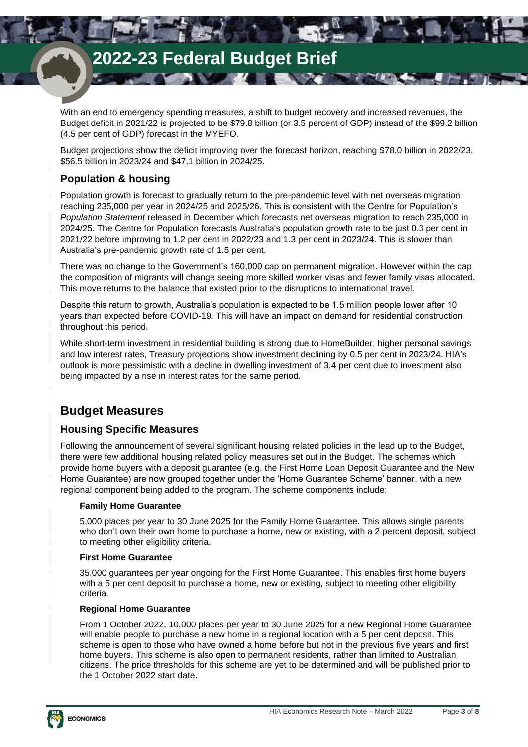# 2022-23 Federal Budget Brief

With an end to emergency spending measures, a shift to budget recovery and increased revenues, the Budget deficit in 2021/22 is projected to be $79.8 billion (or 3.5 percent of GDP) instead of the $99.2 billion (4.5 per cent of GDP) forecast in the MYEFO.

Budget projections show the deficit improving over the forecast horizon, reaching $78.0 billion in 2022/23, $56.5 billion in 2023/24 and $47.1 billion in 2024/25.

### Population & housing

Population growth is forecast to gradually return to the pre-pandemic level with net overseas migration reaching 235,000 per year in 2024/25 and 2025/26. This is consistent with the Centre for Population's *Population Statement* released in December which forecasts net overseas migration to reach 235,000 in 2024/25. The Centre for Population forecasts Australia's population growth rate to be just 0.3 per cent in 2021/22 before improving to 1.2 per cent in 2022/23 and 1.3 per cent in 2023/24. This is slower than Australia's pre-pandemic growth rate of 1.5 per cent.

There was no change to the Government's 160,000 cap on permanent migration. However within the cap the composition of migrants will change seeing more skilled worker visas and fewer family visas allocated. This move returns to the balance that existed prior to the disruptions to international travel.

Despite this return to growth, Australia's population is expected to be 1.5 million people lower after 10 years than expected before COVID-19. This will have an impact on demand for residential construction throughout this period.

While short-term investment in residential building is strong due to HomeBuilder, higher personal savings and low interest rates, Treasury projections show investment declining by 0.5 per cent in 2023/24. HIA's outlook is more pessimistic with a decline in dwelling investment of 3.4 per cent due to investment also being impacted by a rise in interest rates for the same period.

## Budget Measures

### Housing Specific Measures

Following the announcement of several significant housing related policies in the lead up to the Budget, there were few additional housing related policy measures set out in the Budget. The schemes which provide home buyers with a deposit guarantee (e.g. the First Home Loan Deposit Guarantee and the New Home Guarantee) are now grouped together under the 'Home Guarantee Scheme' banner, with a new regional component being added to the program. The scheme components include:

**Family Home Guarantee**

5,000 places per year to 30 June 2025 for the Family Home Guarantee. This allows single parents who don't own their own home to purchase a home, new or existing, with a 2 percent deposit, subject to meeting other eligibility criteria.

**First Home Guarantee**

35,000 guarantees per year ongoing for the First Home Guarantee. This enables first home buyers with a 5 per cent deposit to purchase a home, new or existing, subject to meeting other eligibility criteria.

**Regional Home Guarantee**

From 1 October 2022, 10,000 places per year to 30 June 2025 for a new Regional Home Guarantee will enable people to purchase a new home in a regional location with a 5 per cent deposit. This scheme is open to those who have owned a home before but not in the previous five years and first home buyers. This scheme is also open to permanent residents, rather than limited to Australian citizens. The price thresholds for this scheme are yet to be determined and will be published prior to the 1 October 2022 start date.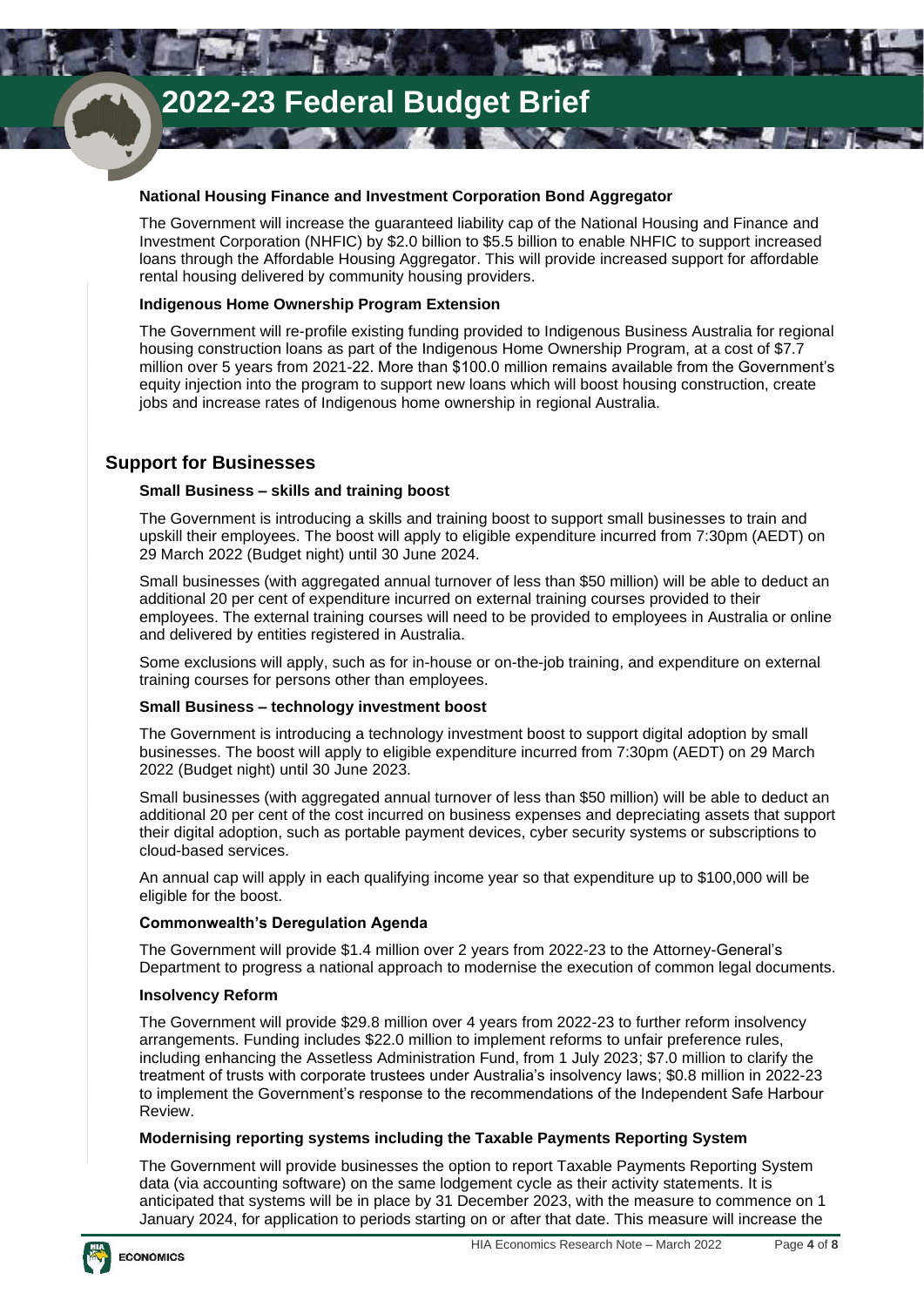### National Housing Finance and Investment Corporation Bond Aggregator

The Government will increase the guaranteed liability cap of the National Housing and Finance and Investment Corporation (NHFIC) by $2.0 billion to $5.5 billion to enable NHFIC to support increased loans through the Affordable Housing Aggregator. This will provide increased support for affordable rental housing delivered by community housing providers.

### Indigenous Home Ownership Program Extension

The Government will re-profile existing funding provided to Indigenous Business Australia for regional housing construction loans as part of the Indigenous Home Ownership Program, at a cost of $7.7 million over 5 years from 2021-22. More than $100.0 million remains available from the Government's equity injection into the program to support new loans which will boost housing construction, create jobs and increase rates of Indigenous home ownership in regional Australia.

## Support for Businesses

### Small Business – skills and training boost

The Government is introducing a skills and training boost to support small businesses to train and upskill their employees. The boost will apply to eligible expenditure incurred from 7:30pm (AEDT) on 29 March 2022 (Budget night) until 30 June 2024.

Small businesses (with aggregated annual turnover of less than $50 million) will be able to deduct an additional 20 per cent of expenditure incurred on external training courses provided to their employees. The external training courses will need to be provided to employees in Australia or online and delivered by entities registered in Australia.

Some exclusions will apply, such as for in-house or on-the-job training, and expenditure on external training courses for persons other than employees.

### Small Business – technology investment boost

The Government is introducing a technology investment boost to support digital adoption by small businesses. The boost will apply to eligible expenditure incurred from 7:30pm (AEDT) on 29 March 2022 (Budget night) until 30 June 2023.

Small businesses (with aggregated annual turnover of less than $50 million) will be able to deduct an additional 20 per cent of the cost incurred on business expenses and depreciating assets that support their digital adoption, such as portable payment devices, cyber security systems or subscriptions to cloud-based services.

An annual cap will apply in each qualifying income year so that expenditure up to $100,000 will be eligible for the boost.

### Commonwealth's Deregulation Agenda

The Government will provide $1.4 million over 2 years from 2022-23 to the Attorney-General's Department to progress a national approach to modernise the execution of common legal documents.

### Insolvency Reform

The Government will provide $29.8 million over 4 years from 2022-23 to further reform insolvency arrangements. Funding includes $22.0 million to implement reforms to unfair preference rules, including enhancing the Assetless Administration Fund, from 1 July 2023; $7.0 million to clarify the treatment of trusts with corporate trustees under Australia's insolvency laws; $0.8 million in 2022-23 to implement the Government's response to the recommendations of the Independent Safe Harbour Review.

### Modernising reporting systems including the Taxable Payments Reporting System

The Government will provide businesses the option to report Taxable Payments Reporting System data (via accounting software) on the same lodgement cycle as their activity statements. It is anticipated that systems will be in place by 31 December 2023, with the measure to commence on 1 January 2024, for application to periods starting on or after that date. This measure will increase the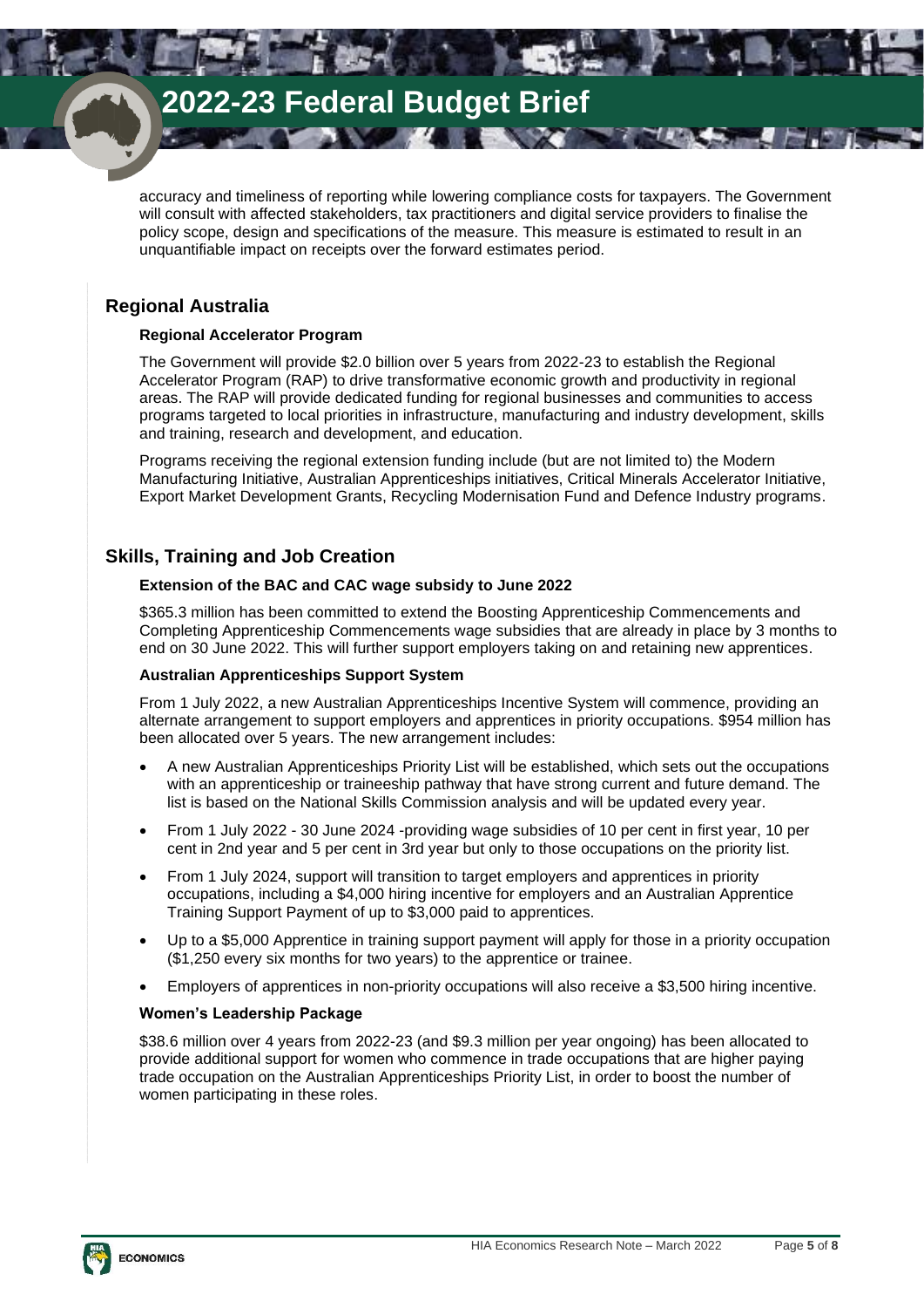accuracy and timeliness of reporting while lowering compliance costs for taxpayers. The Government will consult with affected stakeholders, tax practitioners and digital service providers to finalise the policy scope, design and specifications of the measure. This measure is estimated to result in an unquantifiable impact on receipts over the forward estimates period.

## Regional Australia

### Regional Accelerator Program

The Government will provide $2.0 billion over 5 years from 2022-23 to establish the Regional Accelerator Program (RAP) to drive transformative economic growth and productivity in regional areas. The RAP will provide dedicated funding for regional businesses and communities to access programs targeted to local priorities in infrastructure, manufacturing and industry development, skills and training, research and development, and education.

Programs receiving the regional extension funding include (but are not limited to) the Modern Manufacturing Initiative, Australian Apprenticeships initiatives, Critical Minerals Accelerator Initiative, Export Market Development Grants, Recycling Modernisation Fund and Defence Industry programs.

## Skills, Training and Job Creation

### Extension of the BAC and CAC wage subsidy to June 2022

$365.3 million has been committed to extend the Boosting Apprenticeship Commencements and Completing Apprenticeship Commencements wage subsidies that are already in place by 3 months to end on 30 June 2022. This will further support employers taking on and retaining new apprentices.

### Australian Apprenticeships Support System

From 1 July 2022, a new Australian Apprenticeships Incentive System will commence, providing an alternate arrangement to support employers and apprentices in priority occupations. $954 million has been allocated over 5 years. The new arrangement includes:

- A new Australian Apprenticeships Priority List will be established, which sets out the occupations with an apprenticeship or traineeship pathway that have strong current and future demand. The list is based on the National Skills Commission analysis and will be updated every year.
- From 1 July 2022 - 30 June 2024 -providing wage subsidies of 10 per cent in first year, 10 per cent in 2nd year and 5 per cent in 3rd year but only to those occupations on the priority list.
- From 1 July 2024, support will transition to target employers and apprentices in priority occupations, including a $4,000 hiring incentive for employers and an Australian Apprentice Training Support Payment of up to $3,000 paid to apprentices.
- Up to a $5,000 Apprentice in training support payment will apply for those in a priority occupation ($1,250 every six months for two years) to the apprentice or trainee.
- Employers of apprentices in non-priority occupations will also receive a $3,500 hiring incentive.

### Women's Leadership Package

$38.6 million over 4 years from 2022-23 (and $9.3 million per year ongoing) has been allocated to provide additional support for women who commence in trade occupations that are higher paying trade occupation on the Australian Apprenticeships Priority List, in order to boost the number of women participating in these roles.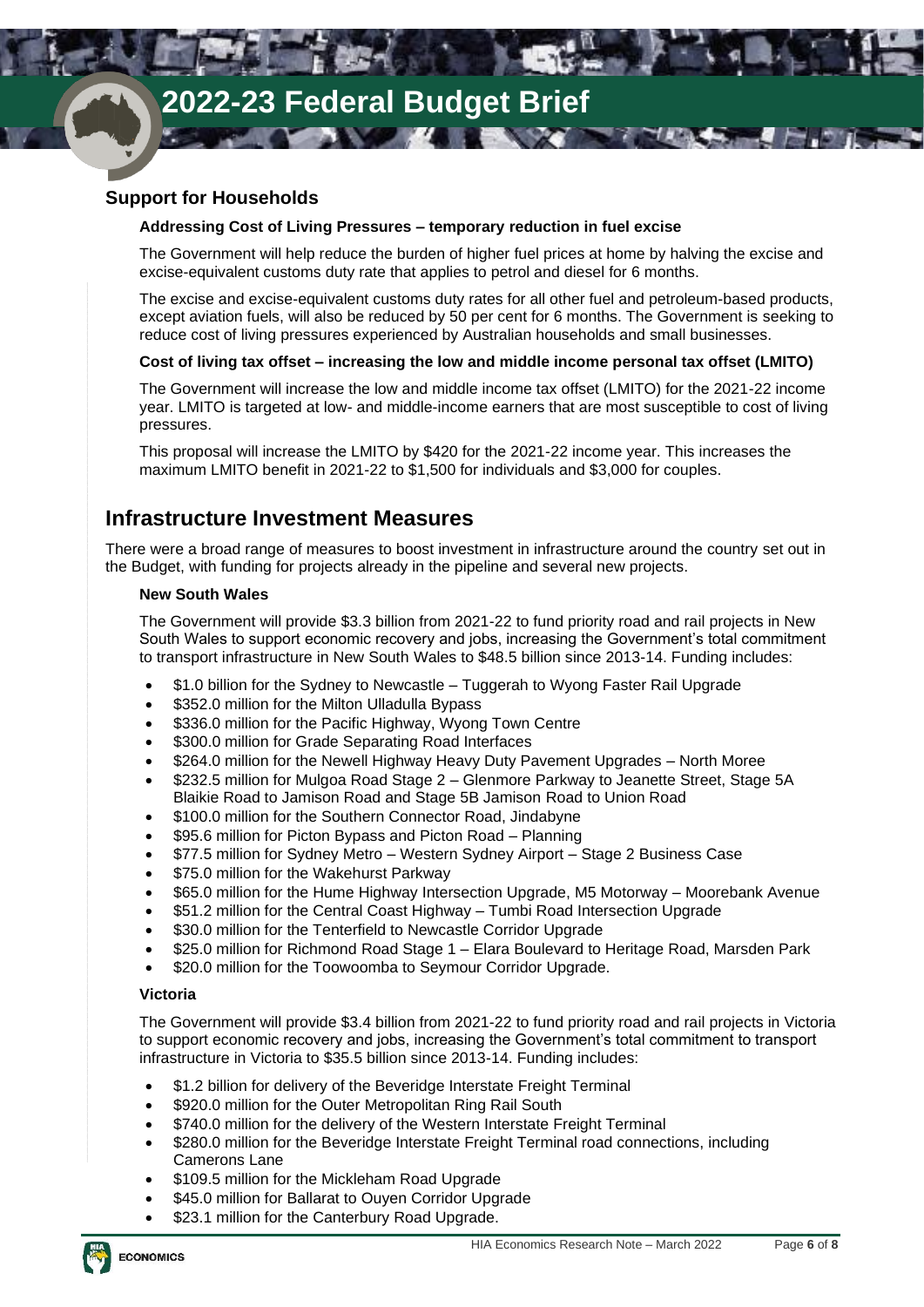## Support for Households

### Addressing Cost of Living Pressures – temporary reduction in fuel excise

The Government will help reduce the burden of higher fuel prices at home by halving the excise and excise-equivalent customs duty rate that applies to petrol and diesel for 6 months.

The excise and excise-equivalent customs duty rates for all other fuel and petroleum-based products, except aviation fuels, will also be reduced by 50 per cent for 6 months. The Government is seeking to reduce cost of living pressures experienced by Australian households and small businesses.

### Cost of living tax offset – increasing the low and middle income personal tax offset (LMITO)

The Government will increase the low and middle income tax offset (LMITO) for the 2021-22 income year. LMITO is targeted at low- and middle-income earners that are most susceptible to cost of living pressures.

This proposal will increase the LMITO by $420 for the 2021-22 income year. This increases the maximum LMITO benefit in 2021-22 to $1,500 for individuals and $3,000 for couples.

## Infrastructure Investment Measures

There were a broad range of measures to boost investment in infrastructure around the country set out in the Budget, with funding for projects already in the pipeline and several new projects.

### New South Wales

The Government will provide $3.3 billion from 2021-22 to fund priority road and rail projects in New South Wales to support economic recovery and jobs, increasing the Government's total commitment to transport infrastructure in New South Wales to $48.5 billion since 2013-14. Funding includes:

- $1.0 billion for the Sydney to Newcastle – Tuggerah to Wyong Faster Rail Upgrade
- $352.0 million for the Milton Ulladulla Bypass
- $336.0 million for the Pacific Highway, Wyong Town Centre
- $300.0 million for Grade Separating Road Interfaces
- $264.0 million for the Newell Highway Heavy Duty Pavement Upgrades – North Moree
- $232.5 million for Mulgoa Road Stage 2 – Glenmore Parkway to Jeanette Street, Stage 5A Blaikie Road to Jamison Road and Stage 5B Jamison Road to Union Road
- $100.0 million for the Southern Connector Road, Jindabyne
- $95.6 million for Picton Bypass and Picton Road – Planning
- $77.5 million for Sydney Metro – Western Sydney Airport – Stage 2 Business Case
- $75.0 million for the Wakehurst Parkway
- $65.0 million for the Hume Highway Intersection Upgrade, M5 Motorway – Moorebank Avenue
- $51.2 million for the Central Coast Highway – Tumbi Road Intersection Upgrade
- $30.0 million for the Tenterfield to Newcastle Corridor Upgrade
- $25.0 million for Richmond Road Stage 1 – Elara Boulevard to Heritage Road, Marsden Park
- $20.0 million for the Toowoomba to Seymour Corridor Upgrade.

### Victoria

The Government will provide $3.4 billion from 2021-22 to fund priority road and rail projects in Victoria to support economic recovery and jobs, increasing the Government's total commitment to transport infrastructure in Victoria to $35.5 billion since 2013-14. Funding includes:

- $1.2 billion for delivery of the Beveridge Interstate Freight Terminal
- $920.0 million for the Outer Metropolitan Ring Rail South
- $740.0 million for the delivery of the Western Interstate Freight Terminal
- $280.0 million for the Beveridge Interstate Freight Terminal road connections, including Camerons Lane
- $109.5 million for the Mickleham Road Upgrade
- $45.0 million for Ballarat to Ouyen Corridor Upgrade
- $23.1 million for the Canterbury Road Upgrade.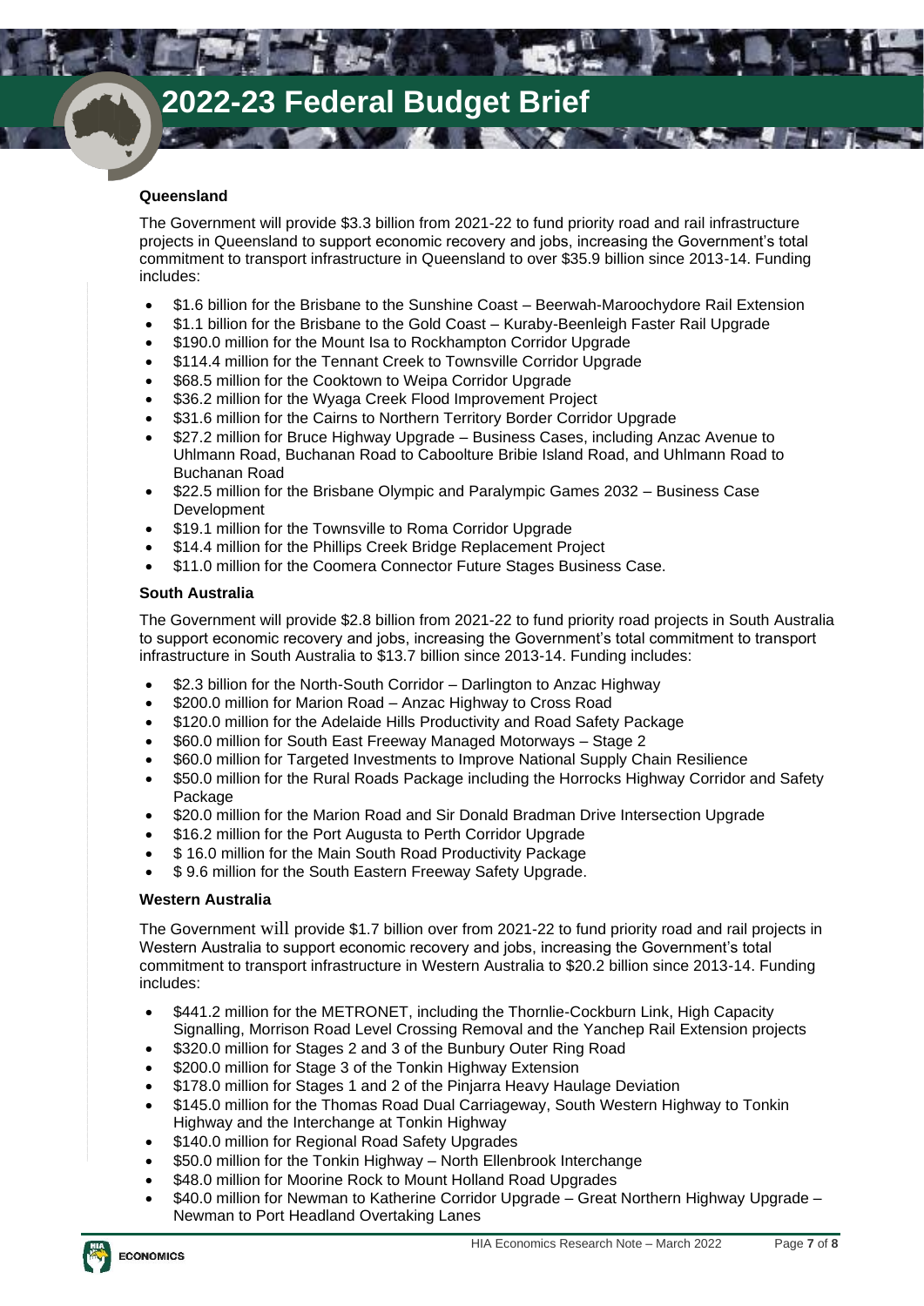### Queensland

The Government will provide $3.3 billion from 2021-22 to fund priority road and rail infrastructure projects in Queensland to support economic recovery and jobs, increasing the Government's total commitment to transport infrastructure in Queensland to over $35.9 billion since 2013-14. Funding includes:

- $1.6 billion for the Brisbane to the Sunshine Coast – Beerwah-Maroochydore Rail Extension
- $1.1 billion for the Brisbane to the Gold Coast – Kuraby-Beenleigh Faster Rail Upgrade
- $190.0 million for the Mount Isa to Rockhampton Corridor Upgrade
- $114.4 million for the Tennant Creek to Townsville Corridor Upgrade
- $68.5 million for the Cooktown to Weipa Corridor Upgrade
- $36.2 million for the Wyaga Creek Flood Improvement Project
- $31.6 million for the Cairns to Northern Territory Border Corridor Upgrade
- $27.2 million for Bruce Highway Upgrade – Business Cases, including Anzac Avenue to Uhlmann Road, Buchanan Road to Caboolture Bribie Island Road, and Uhlmann Road to Buchanan Road
- $22.5 million for the Brisbane Olympic and Paralympic Games 2032 – Business Case Development
- $19.1 million for the Townsville to Roma Corridor Upgrade
- $14.4 million for the Phillips Creek Bridge Replacement Project
- $11.0 million for the Coomera Connector Future Stages Business Case.

### South Australia

The Government will provide $2.8 billion from 2021-22 to fund priority road projects in South Australia to support economic recovery and jobs, increasing the Government's total commitment to transport infrastructure in South Australia to $13.7 billion since 2013-14. Funding includes:

- $2.3 billion for the North-South Corridor – Darlington to Anzac Highway
- $200.0 million for Marion Road – Anzac Highway to Cross Road
- $120.0 million for the Adelaide Hills Productivity and Road Safety Package
- $60.0 million for South East Freeway Managed Motorways – Stage 2
- $60.0 million for Targeted Investments to Improve National Supply Chain Resilience
- $50.0 million for the Rural Roads Package including the Horrocks Highway Corridor and Safety Package
- $20.0 million for the Marion Road and Sir Donald Bradman Drive Intersection Upgrade
- $16.2 million for the Port Augusta to Perth Corridor Upgrade
- $ 16.0 million for the Main South Road Productivity Package
- $ 9.6 million for the South Eastern Freeway Safety Upgrade.

### Western Australia

The Government will provide $1.7 billion over from 2021-22 to fund priority road and rail projects in Western Australia to support economic recovery and jobs, increasing the Government's total commitment to transport infrastructure in Western Australia to $20.2 billion since 2013-14. Funding includes:

- $441.2 million for the METRONET, including the Thornlie-Cockburn Link, High Capacity Signalling, Morrison Road Level Crossing Removal and the Yanchep Rail Extension projects
- $320.0 million for Stages 2 and 3 of the Bunbury Outer Ring Road
- $200.0 million for Stage 3 of the Tonkin Highway Extension
- $178.0 million for Stages 1 and 2 of the Pinjarra Heavy Haulage Deviation
- $145.0 million for the Thomas Road Dual Carriageway, South Western Highway to Tonkin Highway and the Interchange at Tonkin Highway
- $140.0 million for Regional Road Safety Upgrades
- $50.0 million for the Tonkin Highway – North Ellenbrook Interchange
- $48.0 million for Moorine Rock to Mount Holland Road Upgrades
- $40.0 million for Newman to Katherine Corridor Upgrade – Great Northern Highway Upgrade – Newman to Port Headland Overtaking Lanes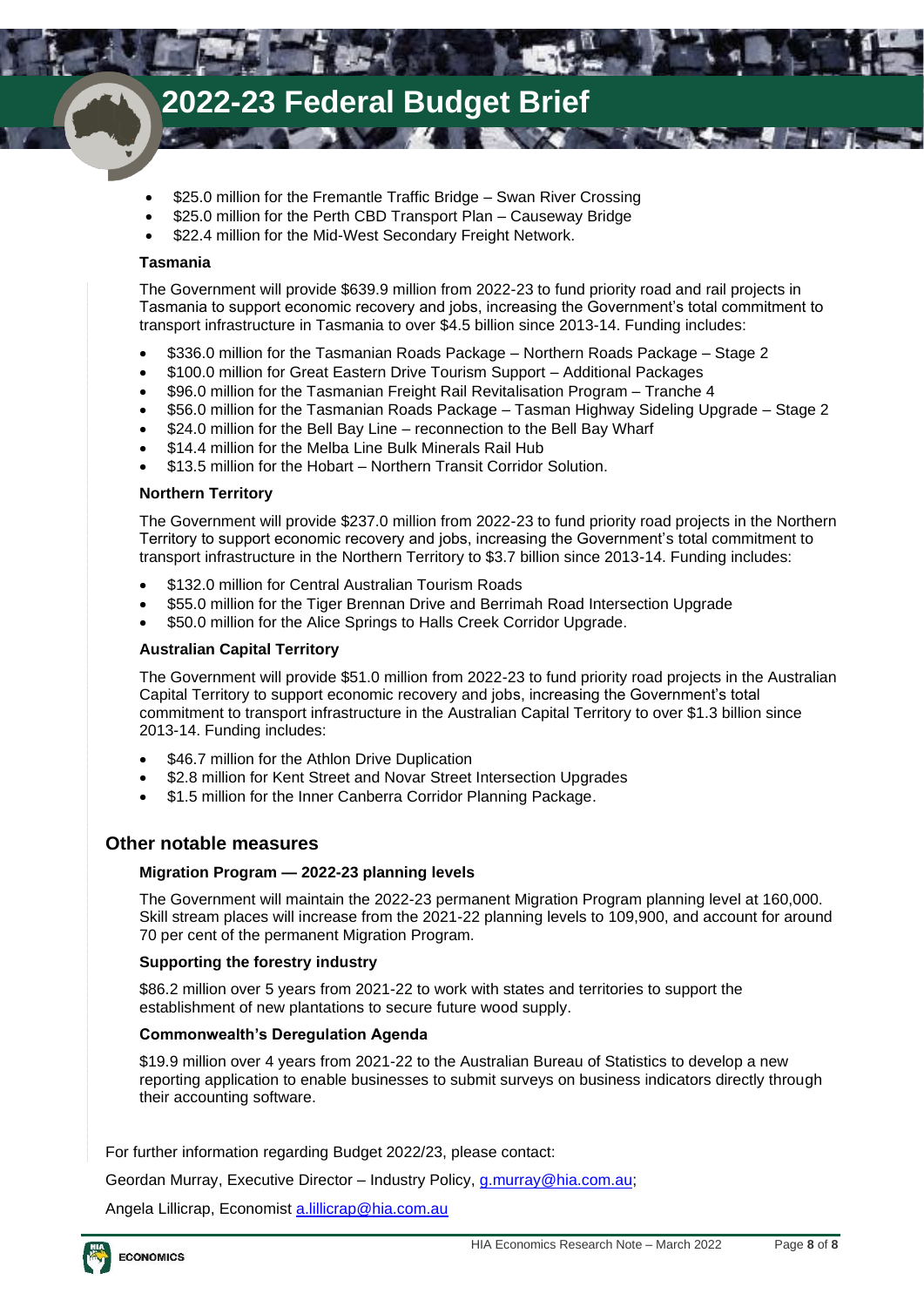- $25.0 million for the Fremantle Traffic Bridge – Swan River Crossing
- $25.0 million for the Perth CBD Transport Plan – Causeway Bridge
- $22.4 million for the Mid-West Secondary Freight Network.

#### Tasmania

The Government will provide $639.9 million from 2022-23 to fund priority road and rail projects in Tasmania to support economic recovery and jobs, increasing the Government's total commitment to transport infrastructure in Tasmania to over $4.5 billion since 2013-14. Funding includes:

- $336.0 million for the Tasmanian Roads Package – Northern Roads Package – Stage 2
- $100.0 million for Great Eastern Drive Tourism Support – Additional Packages
- $96.0 million for the Tasmanian Freight Rail Revitalisation Program – Tranche 4
- $56.0 million for the Tasmanian Roads Package – Tasman Highway Sideling Upgrade – Stage 2
- $24.0 million for the Bell Bay Line – reconnection to the Bell Bay Wharf
- $14.4 million for the Melba Line Bulk Minerals Rail Hub
- $13.5 million for the Hobart – Northern Transit Corridor Solution.

#### Northern Territory

The Government will provide $237.0 million from 2022-23 to fund priority road projects in the Northern Territory to support economic recovery and jobs, increasing the Government's total commitment to transport infrastructure in the Northern Territory to $3.7 billion since 2013-14. Funding includes:

- $132.0 million for Central Australian Tourism Roads
- $55.0 million for the Tiger Brennan Drive and Berrimah Road Intersection Upgrade
- $50.0 million for the Alice Springs to Halls Creek Corridor Upgrade.

#### Australian Capital Territory

The Government will provide $51.0 million from 2022-23 to fund priority road projects in the Australian Capital Territory to support economic recovery and jobs, increasing the Government's total commitment to transport infrastructure in the Australian Capital Territory to over $1.3 billion since 2013-14. Funding includes:

- $46.7 million for the Athlon Drive Duplication
- $2.8 million for Kent Street and Novar Street Intersection Upgrades
- $1.5 million for the Inner Canberra Corridor Planning Package.

### Other notable measures

#### Migration Program — 2022-23 planning levels

The Government will maintain the 2022-23 permanent Migration Program planning level at 160,000. Skill stream places will increase from the 2021-22 planning levels to 109,900, and account for around 70 per cent of the permanent Migration Program.

#### Supporting the forestry industry

$86.2 million over 5 years from 2021-22 to work with states and territories to support the establishment of new plantations to secure future wood supply.

#### Commonwealth's Deregulation Agenda

$19.9 million over 4 years from 2021-22 to the Australian Bureau of Statistics to develop a new reporting application to enable businesses to submit surveys on business indicators directly through their accounting software.

For further information regarding Budget 2022/23, please contact:

Geordan Murray, Executive Director – Industry Policy, g.murray@hia.com.au;

Angela Lillicrap, Economist a.lillicrap@hia.com.au